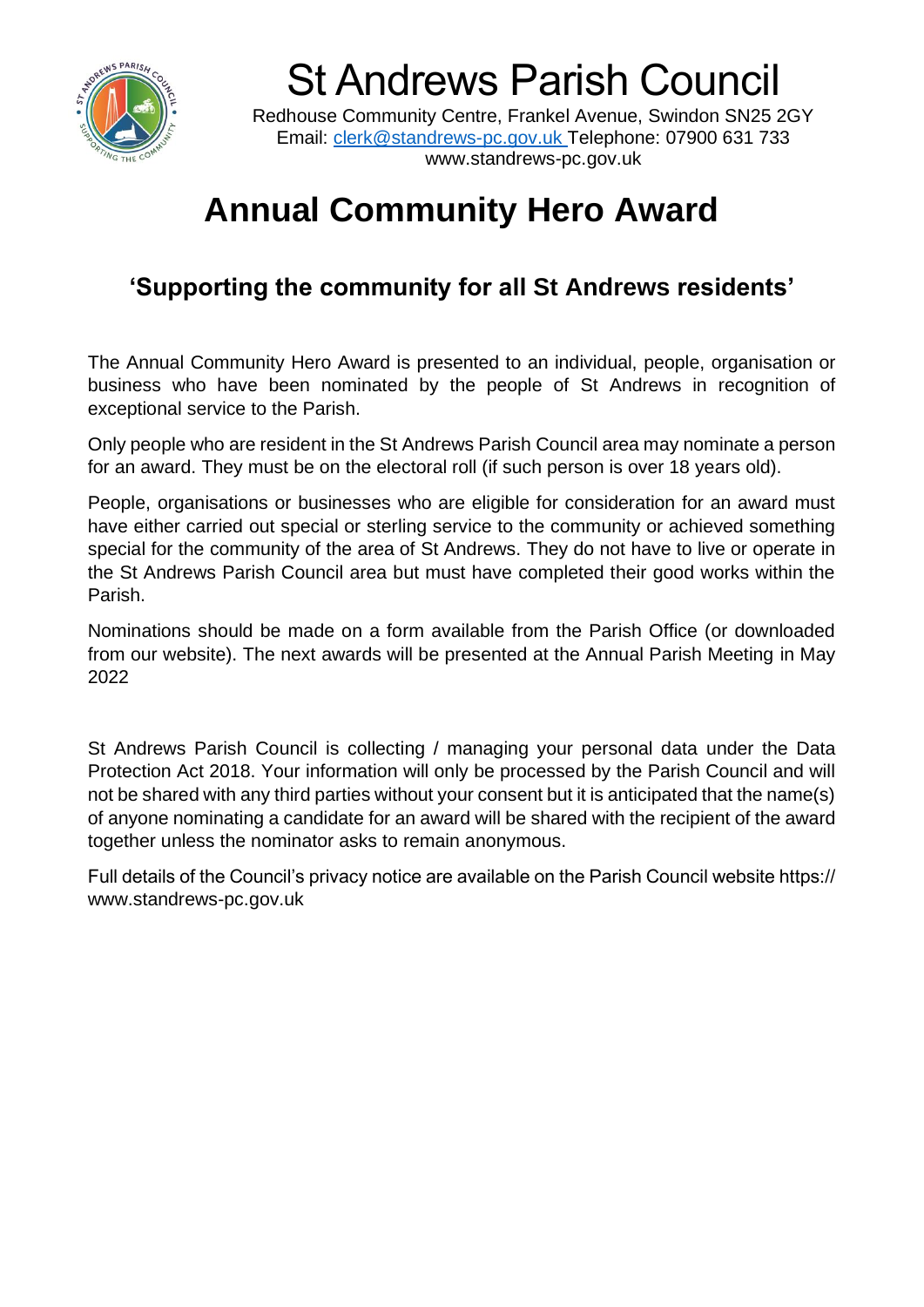# St Andrews Parish Council

Redhouse Community Centre, Frankel Avenue, Swindon SN25 2GY
Email: [clerk@standrews-pc.gov.uk](mailto:clerk@standrews-pc.gov.uk) Telephone: 07900 631 733
www.standrews-pc.gov.uk

# Annual Community Hero Award

## 'Supporting the community for all St Andrews residents'

The Annual Community Hero Award is presented to an individual, people, organisation or business who have been nominated by the people of St Andrews in recognition of exceptional service to the Parish.

Only people who are resident in the St Andrews Parish Council area may nominate a person for an award. They must be on the electoral roll (if such person is over 18 years old).

People, organisations or businesses who are eligible for consideration for an award must have either carried out special or sterling service to the community or achieved something special for the community of the area of St Andrews. They do not have to live or operate in the St Andrews Parish Council area but must have completed their good works within the Parish.

Nominations should be made on a form available from the Parish Office (or downloaded from our website). The next awards will be presented at the Annual Parish Meeting in May 2022

St Andrews Parish Council is collecting / managing your personal data under the Data Protection Act 2018. Your information will only be processed by the Parish Council and will not be shared with any third parties without your consent but it is anticipated that the name(s) of anyone nominating a candidate for an award will be shared with the recipient of the award together unless the nominator asks to remain anonymous.

Full details of the Council's privacy notice are available on the Parish Council website https://www.standrews-pc.gov.uk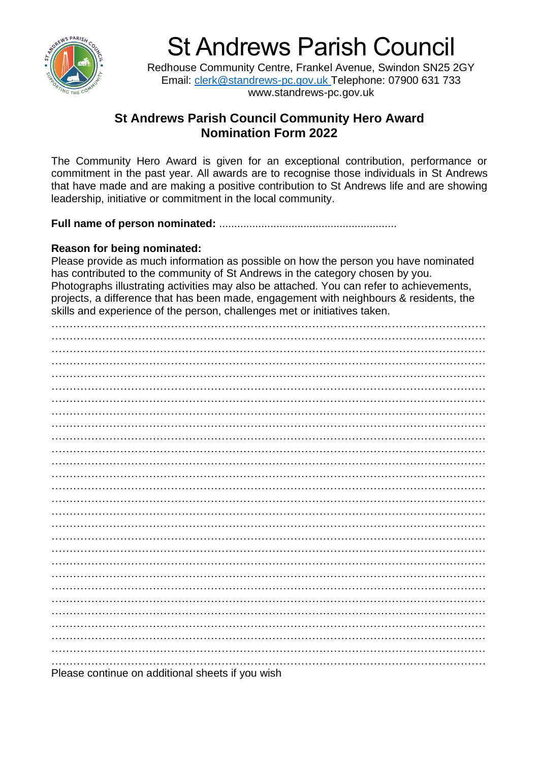# St Andrews Parish Council

Redhouse Community Centre, Frankel Avenue, Swindon SN25 2GY
Email: clerk@standrews-pc.gov.uk Telephone: 07900 631 733
www.standrews-pc.gov.uk

## St Andrews Parish Council Community Hero Award Nomination Form 2022

The Community Hero Award is given for an exceptional contribution, performance or commitment in the past year. All awards are to recognise those individuals in St Andrews that have made and are making a positive contribution to St Andrews life and are showing leadership, initiative or commitment in the local community.

**Full name of person nominated:** ..........................................................

**Reason for being nominated:**
Please provide as much information as possible on how the person you have nominated has contributed to the community of St Andrews in the category chosen by you. Photographs illustrating activities may also be attached. You can refer to achievements, projects, a difference that has been made, engagement with neighbours & residents, the skills and experience of the person, challenges met or initiatives taken.

..........................................................................................................................
..........................................................................................................................
..........................................................................................................................
..........................................................................................................................
..........................................................................................................................
..........................................................................................................................
..........................................................................................................................
..........................................................................................................................
..........................................................................................................................
..........................................................................................................................
..........................................................................................................................
..........................................................................................................................
..........................................................................................................................
..........................................................................................................................
..........................................................................................................................
..........................................................................................................................
..........................................................................................................................
..........................................................................................................................
..........................................................................................................................
..........................................................................................................................
..........................................................................................................................
..........................................................................................................................
..........................................................................................................................
..........................................................................................................................
..........................................................................................................................
..........................................................................................................................
..........................................................................................................................
..........................................................................................................................

Please continue on additional sheets if you wish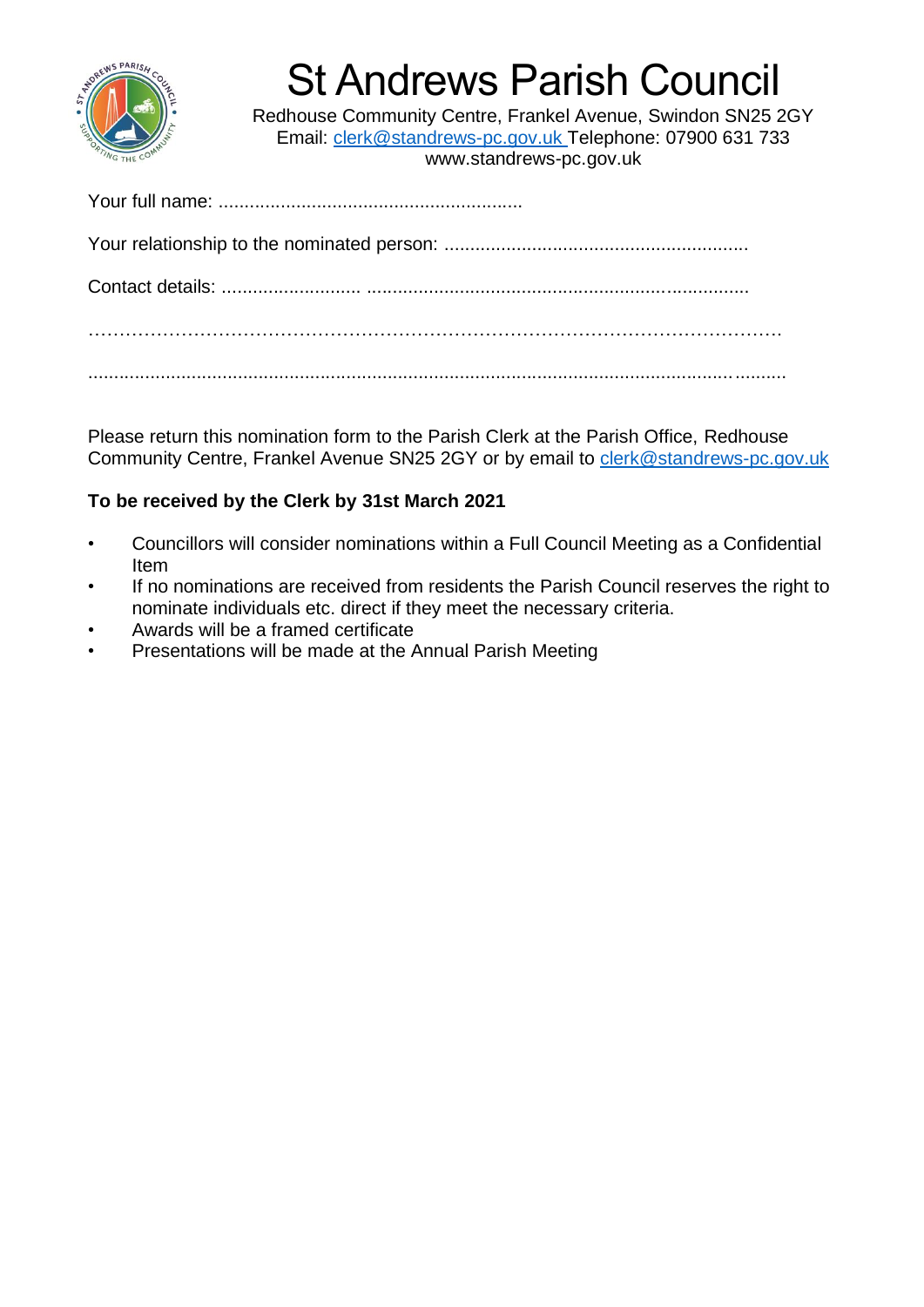# St Andrews Parish Council

Redhouse Community Centre, Frankel Avenue, Swindon SN25 2GY
Email: clerk@standrews-pc.gov.uk Telephone: 07900 631 733
www.standrews-pc.gov.uk

Your full name: ..........................................................

Your relationship to the nominated person: ..........................................................

Contact details: .......................... .........................................................................

……………………………………………………………………………………………….

.........................................................................................................................

Please return this nomination form to the Parish Clerk at the Parish Office, Redhouse Community Centre, Frankel Avenue SN25 2GY or by email to clerk@standrews-pc.gov.uk

**To be received by the Clerk by 31st March 2021**

- Councillors will consider nominations within a Full Council Meeting as a Confidential Item
- If no nominations are received from residents the Parish Council reserves the right to nominate individuals etc. direct if they meet the necessary criteria.
- Awards will be a framed certificate
- Presentations will be made at the Annual Parish Meeting